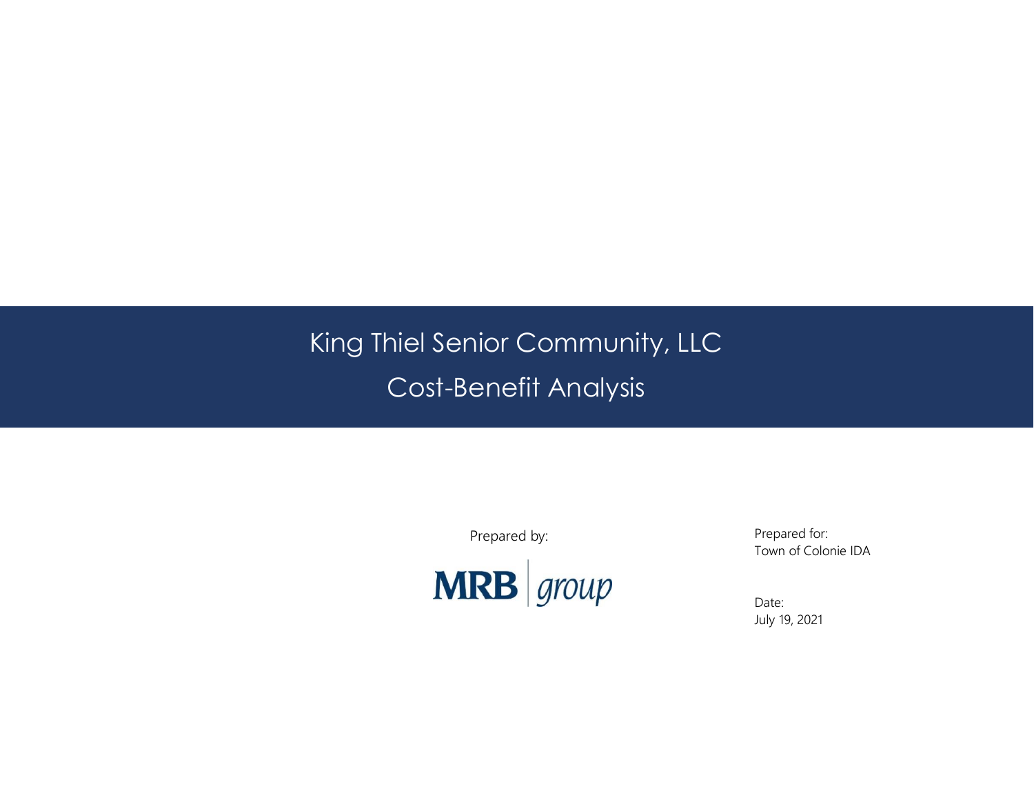# King Thiel Senior Community, LLC

## Cost-Benefit Analysis

Prepared by:

MRB group

Prepared for:
Town of Colonie IDA

Date:
July 19, 2021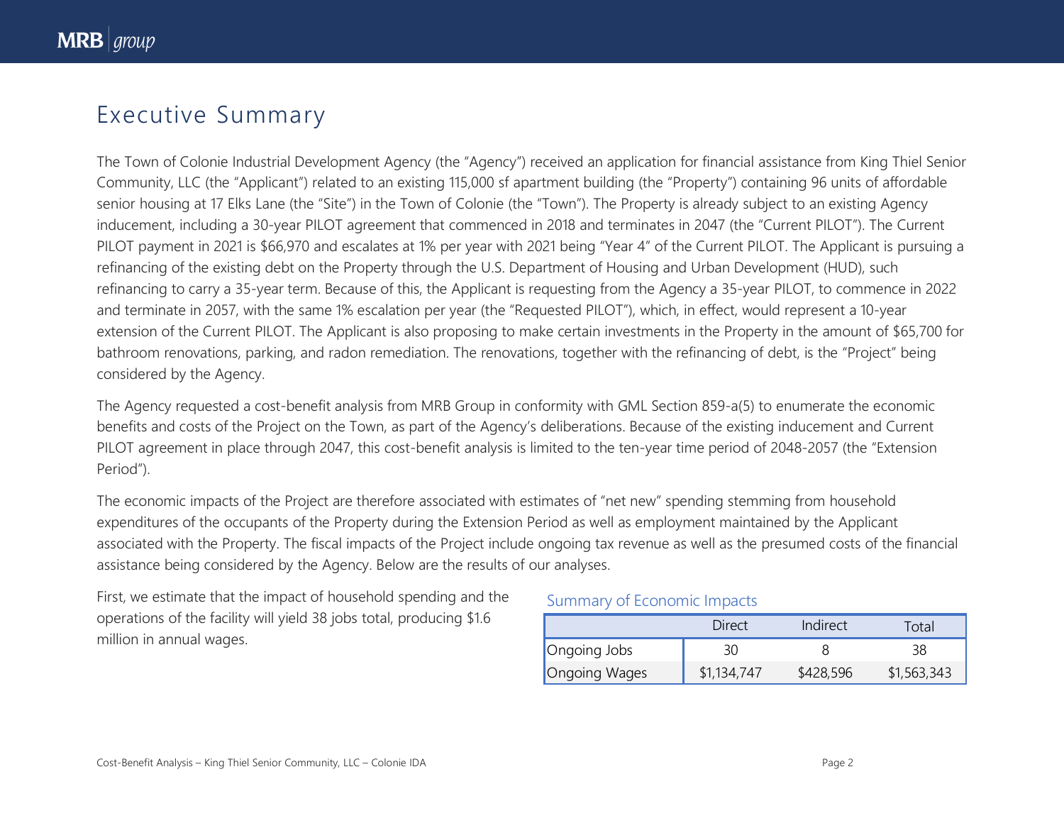# Executive Summary

The Town of Colonie Industrial Development Agency (the "Agency") received an application for financial assistance from King Thiel Senior Community, LLC (the "Applicant") related to an existing 115,000 sf apartment building (the "Property") containing 96 units of affordable senior housing at 17 Elks Lane (the "Site") in the Town of Colonie (the "Town"). The Property is already subject to an existing Agency inducement, including a 30-year PILOT agreement that commenced in 2018 and terminates in 2047 (the "Current PILOT"). The Current PILOT payment in 2021 is $66,970 and escalates at 1% per year with 2021 being "Year 4" of the Current PILOT. The Applicant is pursuing a refinancing of the existing debt on the Property through the U.S. Department of Housing and Urban Development (HUD), such refinancing to carry a 35-year term. Because of this, the Applicant is requesting from the Agency a 35-year PILOT, to commence in 2022 and terminate in 2057, with the same 1% escalation per year (the "Requested PILOT"), which, in effect, would represent a 10-year extension of the Current PILOT. The Applicant is also proposing to make certain investments in the Property in the amount of $65,700 for bathroom renovations, parking, and radon remediation. The renovations, together with the refinancing of debt, is the "Project" being considered by the Agency.

The Agency requested a cost-benefit analysis from MRB Group in conformity with GML Section 859-a(5) to enumerate the economic benefits and costs of the Project on the Town, as part of the Agency's deliberations. Because of the existing inducement and Current PILOT agreement in place through 2047, this cost-benefit analysis is limited to the ten-year time period of 2048-2057 (the "Extension Period").

The economic impacts of the Project are therefore associated with estimates of "net new" spending stemming from household expenditures of the occupants of the Property during the Extension Period as well as employment maintained by the Applicant associated with the Property. The fiscal impacts of the Project include ongoing tax revenue as well as the presumed costs of the financial assistance being considered by the Agency. Below are the results of our analyses.

First, we estimate that the impact of household spending and the operations of the facility will yield 38 jobs total, producing $1.6 million in annual wages.

Summary of Economic Impacts

| | Direct | Indirect | Total |
|---|---|---|---|
| Ongoing Jobs | 30 | 8 | 38 |
| Ongoing Wages | $1,134,747 | $428,596 | $1,563,343 |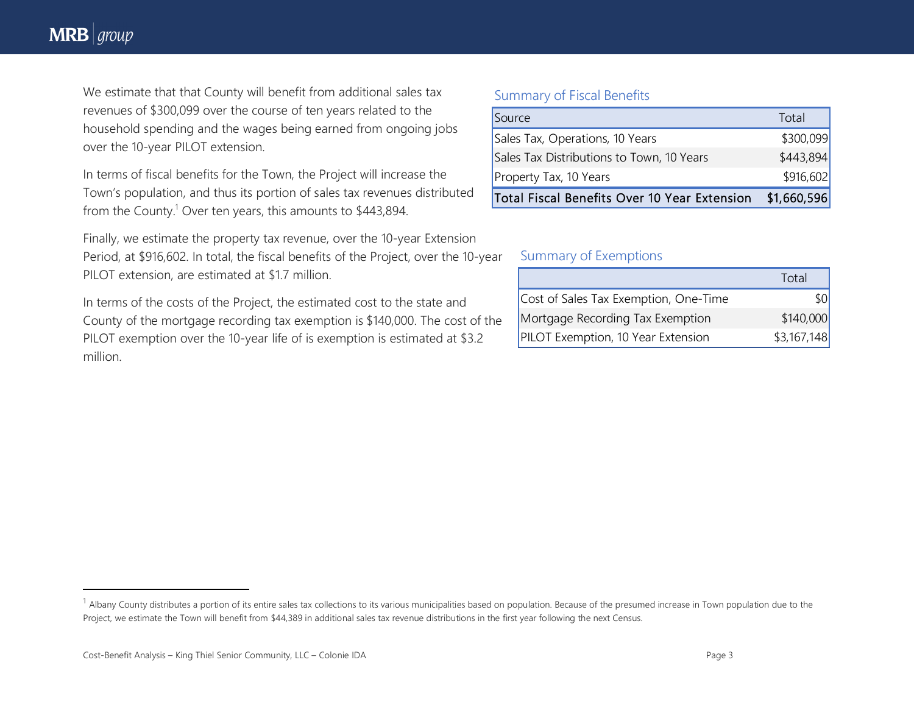We estimate that that County will benefit from additional sales tax revenues of $300,099 over the course of ten years related to the household spending and the wages being earned from ongoing jobs over the 10-year PILOT extension.

In terms of fiscal benefits for the Town, the Project will increase the Town's population, and thus its portion of sales tax revenues distributed from the County.[1] Over ten years, this amounts to $443,894.

Finally, we estimate the property tax revenue, over the 10-year Extension Period, at $916,602. In total, the fiscal benefits of the Project, over the 10-year PILOT extension, are estimated at $1.7 million.

In terms of the costs of the Project, the estimated cost to the state and County of the mortgage recording tax exemption is $140,000. The cost of the PILOT exemption over the 10-year life of is exemption is estimated at $3.2 million.

### Summary of Fiscal Benefits

| Source | Total |
|---|---|
| Sales Tax, Operations, 10 Years | $300,099 |
| Sales Tax Distributions to Town, 10 Years | $443,894 |
| Property Tax, 10 Years | $916,602 |
| Total Fiscal Benefits Over 10 Year Extension | $1,660,596 |

### Summary of Exemptions

| | Total |
|---|---|
| Cost of Sales Tax Exemption, One-Time | $0 |
| Mortgage Recording Tax Exemption | $140,000 |
| PILOT Exemption, 10 Year Extension | $3,167,148 |

[1] Albany County distributes a portion of its entire sales tax collections to its various municipalities based on population. Because of the presumed increase in Town population due to the Project, we estimate the Town will benefit from $44,389 in additional sales tax revenue distributions in the first year following the next Census.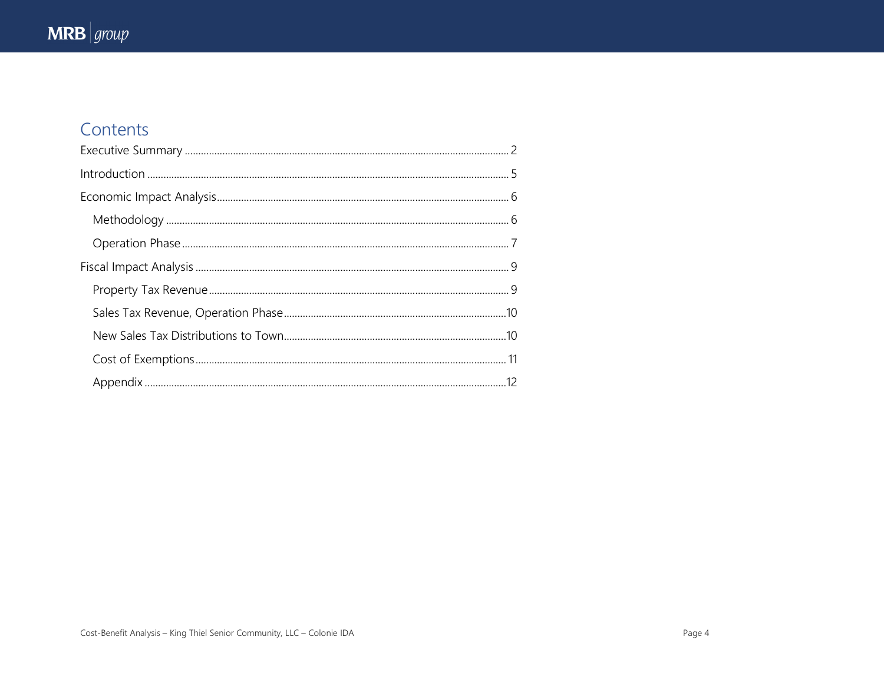# Contents

- Executive Summary ........ 2
- Introduction ........ 5
- Economic Impact Analysis ........ 6
  - Methodology ........ 6
  - Operation Phase ........ 7
- Fiscal Impact Analysis ........ 9
  - Property Tax Revenue ........ 9
  - Sales Tax Revenue, Operation Phase ........ 10
  - New Sales Tax Distributions to Town ........ 10
  - Cost of Exemptions ........ 11
  - Appendix ........ 12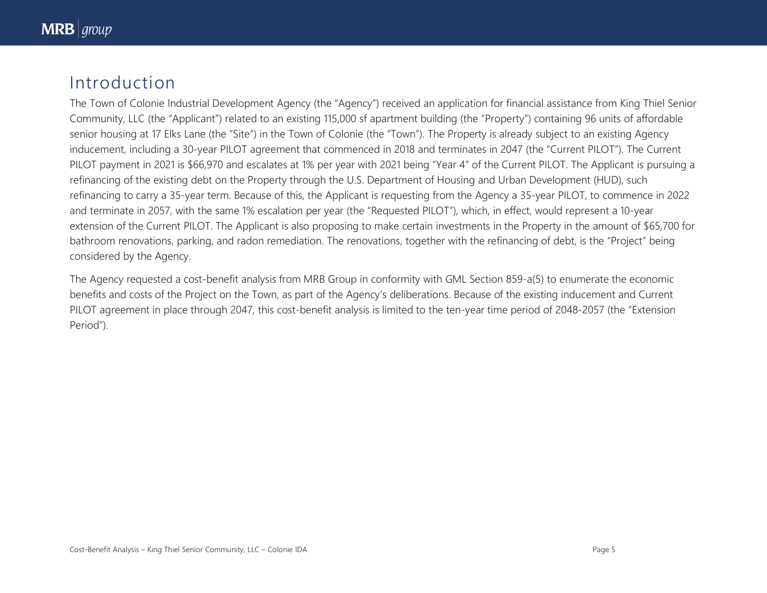# Introduction

The Town of Colonie Industrial Development Agency (the "Agency") received an application for financial assistance from King Thiel Senior Community, LLC (the "Applicant") related to an existing 115,000 sf apartment building (the "Property") containing 96 units of affordable senior housing at 17 Elks Lane (the "Site") in the Town of Colonie (the "Town"). The Property is already subject to an existing Agency inducement, including a 30-year PILOT agreement that commenced in 2018 and terminates in 2047 (the "Current PILOT"). The Current PILOT payment in 2021 is $66,970 and escalates at 1% per year with 2021 being "Year 4" of the Current PILOT. The Applicant is pursuing a refinancing of the existing debt on the Property through the U.S. Department of Housing and Urban Development (HUD), such refinancing to carry a 35-year term. Because of this, the Applicant is requesting from the Agency a 35-year PILOT, to commence in 2022 and terminate in 2057, with the same 1% escalation per year (the "Requested PILOT"), which, in effect, would represent a 10-year extension of the Current PILOT. The Applicant is also proposing to make certain investments in the Property in the amount of $65,700 for bathroom renovations, parking, and radon remediation. The renovations, together with the refinancing of debt, is the "Project" being considered by the Agency.

The Agency requested a cost-benefit analysis from MRB Group in conformity with GML Section 859-a(5) to enumerate the economic benefits and costs of the Project on the Town, as part of the Agency's deliberations. Because of the existing inducement and Current PILOT agreement in place through 2047, this cost-benefit analysis is limited to the ten-year time period of 2048-2057 (the "Extension Period").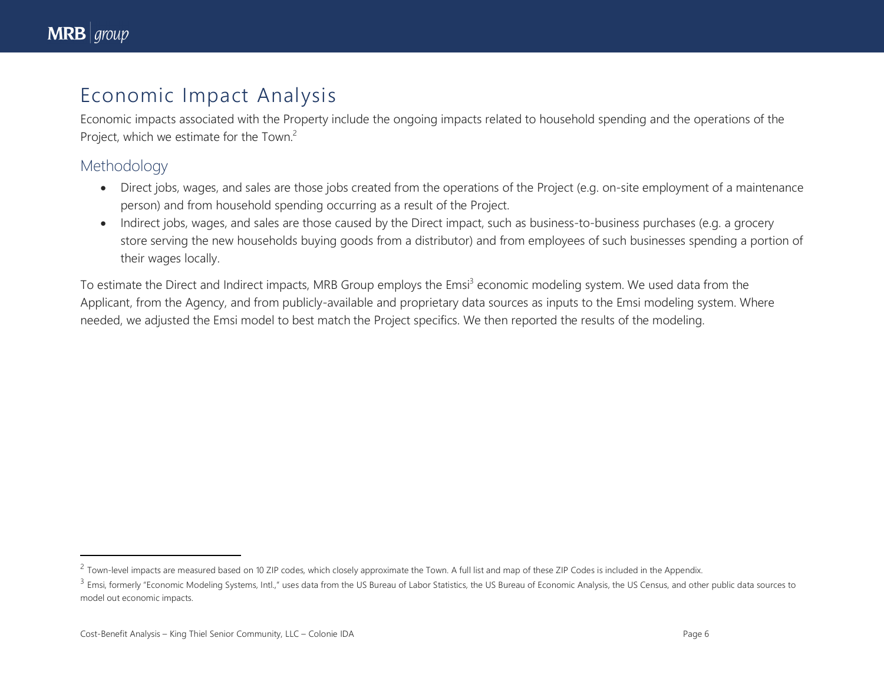# Economic Impact Analysis

Economic impacts associated with the Property include the ongoing impacts related to household spending and the operations of the Project, which we estimate for the Town.[2]

## Methodology

- Direct jobs, wages, and sales are those jobs created from the operations of the Project (e.g. on-site employment of a maintenance person) and from household spending occurring as a result of the Project.
- Indirect jobs, wages, and sales are those caused by the Direct impact, such as business-to-business purchases (e.g. a grocery store serving the new households buying goods from a distributor) and from employees of such businesses spending a portion of their wages locally.

To estimate the Direct and Indirect impacts, MRB Group employs the Emsi[3] economic modeling system. We used data from the Applicant, from the Agency, and from publicly-available and proprietary data sources as inputs to the Emsi modeling system. Where needed, we adjusted the Emsi model to best match the Project specifics. We then reported the results of the modeling.

---

[2] Town-level impacts are measured based on 10 ZIP codes, which closely approximate the Town. A full list and map of these ZIP Codes is included in the Appendix.

[3] Emsi, formerly "Economic Modeling Systems, Intl.," uses data from the US Bureau of Labor Statistics, the US Bureau of Economic Analysis, the US Census, and other public data sources to model out economic impacts.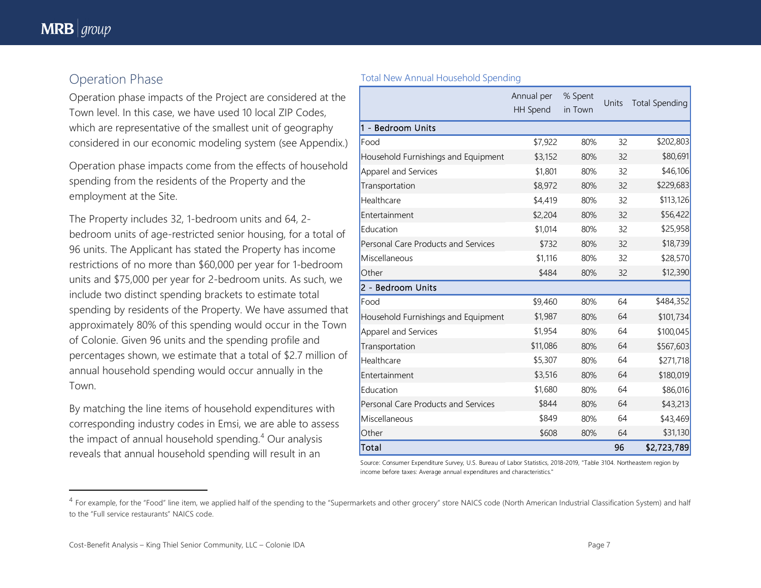## Operation Phase

Operation phase impacts of the Project are considered at the Town level. In this case, we have used 10 local ZIP Codes, which are representative of the smallest unit of geography considered in our economic modeling system (see Appendix.)

Operation phase impacts come from the effects of household spending from the residents of the Property and the employment at the Site.

The Property includes 32, 1-bedroom units and 64, 2-bedroom units of age-restricted senior housing, for a total of 96 units. The Applicant has stated the Property has income restrictions of no more than $60,000 per year for 1-bedroom units and $75,000 per year for 2-bedroom units. As such, we include two distinct spending brackets to estimate total spending by residents of the Property. We have assumed that approximately 80% of this spending would occur in the Town of Colonie. Given 96 units and the spending profile and percentages shown, we estimate that a total of $2.7 million of annual household spending would occur annually in the Town.

By matching the line items of household expenditures with corresponding industry codes in Emsi, we are able to assess the impact of annual household spending.[4] Our analysis reveals that annual household spending will result in an

Total New Annual Household Spending

| | Annual per HH Spend | % Spent in Town | Units | Total Spending |
|---|---|---|---|---|
| **1 - Bedroom Units** | | | | |
| Food | $7,922 | 80% | 32 | $202,803 |
| Household Furnishings and Equipment | $3,152 | 80% | 32 | $80,691 |
| Apparel and Services | $1,801 | 80% | 32 | $46,106 |
| Transportation | $8,972 | 80% | 32 | $229,683 |
| Healthcare | $4,419 | 80% | 32 | $113,126 |
| Entertainment | $2,204 | 80% | 32 | $56,422 |
| Education | $1,014 | 80% | 32 | $25,958 |
| Personal Care Products and Services | $732 | 80% | 32 | $18,739 |
| Miscellaneous | $1,116 | 80% | 32 | $28,570 |
| Other | $484 | 80% | 32 | $12,390 |
| **2 - Bedroom Units** | | | | |
| Food | $9,460 | 80% | 64 | $484,352 |
| Household Furnishings and Equipment | $1,987 | 80% | 64 | $101,734 |
| Apparel and Services | $1,954 | 80% | 64 | $100,045 |
| Transportation | $11,086 | 80% | 64 | $567,603 |
| Healthcare | $5,307 | 80% | 64 | $271,718 |
| Entertainment | $3,516 | 80% | 64 | $180,019 |
| Education | $1,680 | 80% | 64 | $86,016 |
| Personal Care Products and Services | $844 | 80% | 64 | $43,213 |
| Miscellaneous | $849 | 80% | 64 | $43,469 |
| Other | $608 | 80% | 64 | $31,130 |
| **Total** | | | **96** | **$2,723,789** |

Source: Consumer Expenditure Survey, U.S. Bureau of Labor Statistics, 2018-2019, "Table 3104. Northeastern region by income before taxes: Average annual expenditures and characteristics."

[4] For example, for the "Food" line item, we applied half of the spending to the "Supermarkets and other grocery" store NAICS code (North American Industrial Classification System) and half to the "Full service restaurants" NAICS code.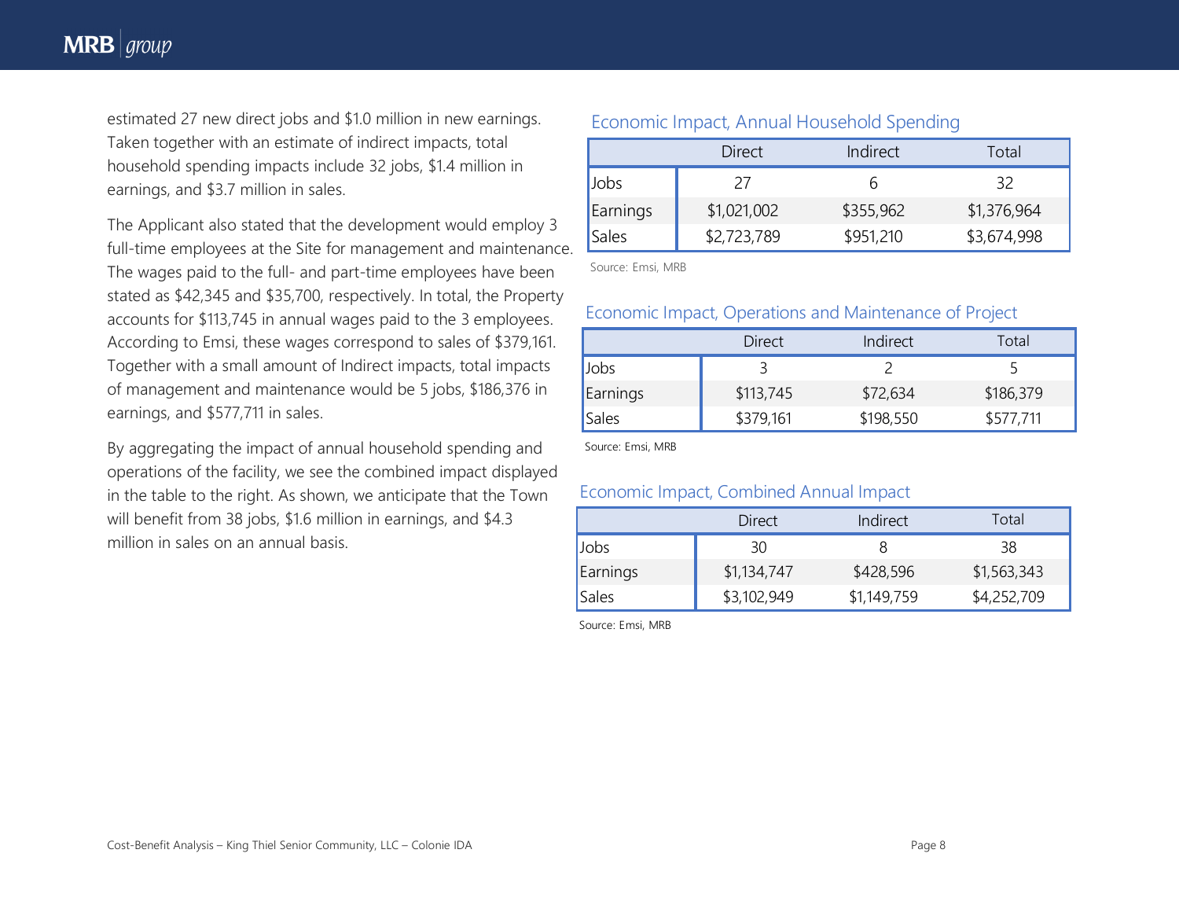estimated 27 new direct jobs and $1.0 million in new earnings. Taken together with an estimate of indirect impacts, total household spending impacts include 32 jobs, $1.4 million in earnings, and $3.7 million in sales.

The Applicant also stated that the development would employ 3 full-time employees at the Site for management and maintenance. The wages paid to the full- and part-time employees have been stated as $42,345 and $35,700, respectively. In total, the Property accounts for $113,745 in annual wages paid to the 3 employees. According to Emsi, these wages correspond to sales of $379,161. Together with a small amount of Indirect impacts, total impacts of management and maintenance would be 5 jobs, $186,376 in earnings, and $577,711 in sales.

By aggregating the impact of annual household spending and operations of the facility, we see the combined impact displayed in the table to the right. As shown, we anticipate that the Town will benefit from 38 jobs, $1.6 million in earnings, and $4.3 million in sales on an annual basis.

### Economic Impact, Annual Household Spending

| | Direct | Indirect | Total |
|---|---|---|---|
| Jobs | 27 | 6 | 32 |
| Earnings | $1,021,002 | $355,962 | $1,376,964 |
| Sales | $2,723,789 | $951,210 | $3,674,998 |

Source: Emsi, MRB

### Economic Impact, Operations and Maintenance of Project

| | Direct | Indirect | Total |
|---|---|---|---|
| Jobs | 3 | 2 | 5 |
| Earnings | $113,745 | $72,634 | $186,379 |
| Sales | $379,161 | $198,550 | $577,711 |

Source: Emsi, MRB

### Economic Impact, Combined Annual Impact

| | Direct | Indirect | Total |
|---|---|---|---|
| Jobs | 30 | 8 | 38 |
| Earnings | $1,134,747 | $428,596 | $1,563,343 |
| Sales | $3,102,949 | $1,149,759 | $4,252,709 |

Source: Emsi, MRB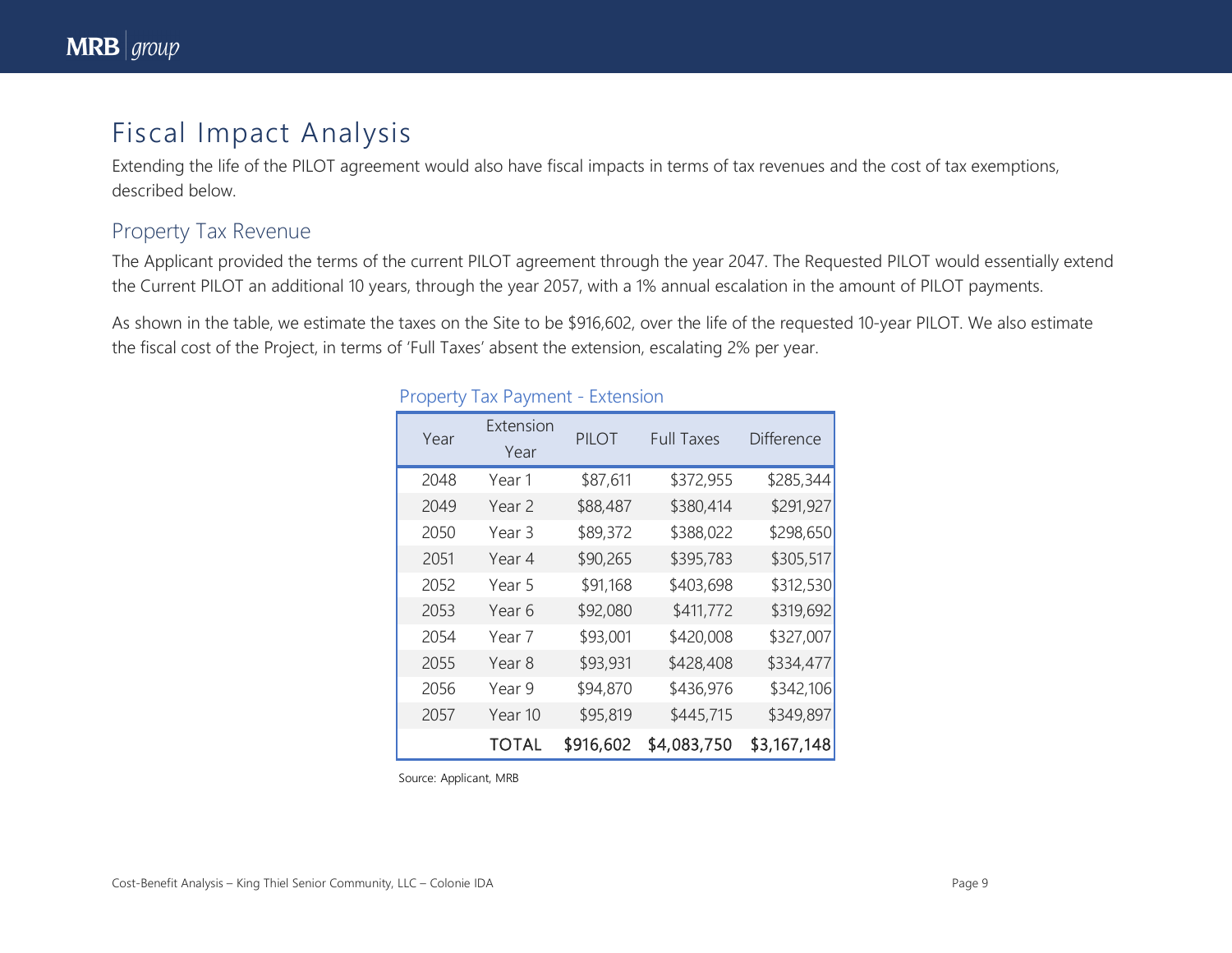# Fiscal Impact Analysis

Extending the life of the PILOT agreement would also have fiscal impacts in terms of tax revenues and the cost of tax exemptions, described below.

## Property Tax Revenue

The Applicant provided the terms of the current PILOT agreement through the year 2047. The Requested PILOT would essentially extend the Current PILOT an additional 10 years, through the year 2057, with a 1% annual escalation in the amount of PILOT payments.

As shown in the table, we estimate the taxes on the Site to be $916,602, over the life of the requested 10-year PILOT. We also estimate the fiscal cost of the Project, in terms of 'Full Taxes' absent the extension, escalating 2% per year.

Property Tax Payment - Extension

| Year | Extension Year | PILOT | Full Taxes | Difference |
|---|---|---|---|---|
| 2048 | Year 1 | $87,611 | $372,955 | $285,344 |
| 2049 | Year 2 | $88,487 | $380,414 | $291,927 |
| 2050 | Year 3 | $89,372 | $388,022 | $298,650 |
| 2051 | Year 4 | $90,265 | $395,783 | $305,517 |
| 2052 | Year 5 | $91,168 | $403,698 | $312,530 |
| 2053 | Year 6 | $92,080 | $411,772 | $319,692 |
| 2054 | Year 7 | $93,001 | $420,008 | $327,007 |
| 2055 | Year 8 | $93,931 | $428,408 | $334,477 |
| 2056 | Year 9 | $94,870 | $436,976 | $342,106 |
| 2057 | Year 10 | $95,819 | $445,715 | $349,897 |
| | **TOTAL** | **$916,602** | **$4,083,750** | **$3,167,148** |

Source: Applicant, MRB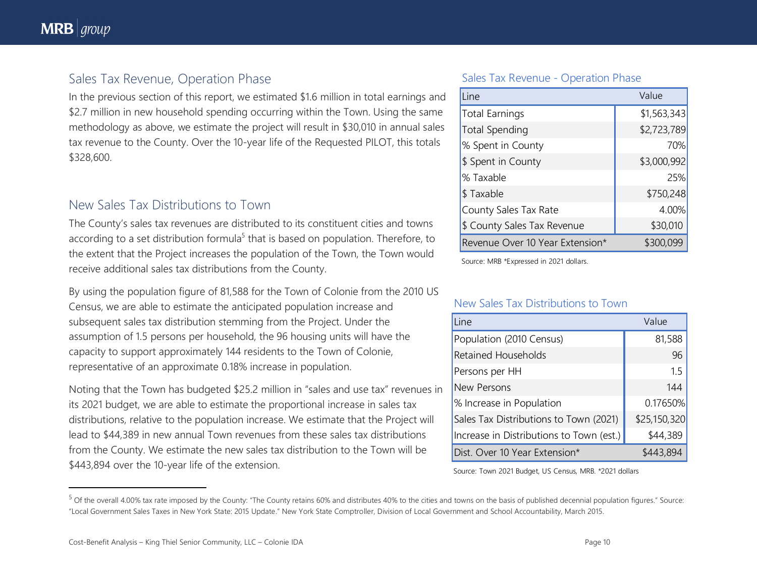## Sales Tax Revenue, Operation Phase

In the previous section of this report, we estimated $1.6 million in total earnings and $2.7 million in new household spending occurring within the Town. Using the same methodology as above, we estimate the project will result in $30,010 in annual sales tax revenue to the County. Over the 10-year life of the Requested PILOT, this totals $328,600.

### Sales Tax Revenue - Operation Phase

| Line | Value |
|---|---|
| Total Earnings | $1,563,343 |
| Total Spending | $2,723,789 |
| % Spent in County | 70% |
| $ Spent in County | $3,000,992 |
| % Taxable | 25% |
| $ Taxable | $750,248 |
| County Sales Tax Rate | 4.00% |
| $ County Sales Tax Revenue | $30,010 |
| Revenue Over 10 Year Extension* | $300,099 |

Source: MRB *Expressed in 2021 dollars.

## New Sales Tax Distributions to Town

The County's sales tax revenues are distributed to its constituent cities and towns according to a set distribution formula[5] that is based on population. Therefore, to the extent that the Project increases the population of the Town, the Town would receive additional sales tax distributions from the County.

By using the population figure of 81,588 for the Town of Colonie from the 2010 US Census, we are able to estimate the anticipated population increase and subsequent sales tax distribution stemming from the Project. Under the assumption of 1.5 persons per household, the 96 housing units will have the capacity to support approximately 144 residents to the Town of Colonie, representative of an approximate 0.18% increase in population.

Noting that the Town has budgeted $25.2 million in "sales and use tax" revenues in its 2021 budget, we are able to estimate the proportional increase in sales tax distributions, relative to the population increase. We estimate that the Project will lead to $44,389 in new annual Town revenues from these sales tax distributions from the County. We estimate the new sales tax distribution to the Town will be $443,894 over the 10-year life of the extension.

### New Sales Tax Distributions to Town

| Line | Value |
|---|---|
| Population (2010 Census) | 81,588 |
| Retained Households | 96 |
| Persons per HH | 1.5 |
| New Persons | 144 |
| % Increase in Population | 0.17650% |
| Sales Tax Distributions to Town (2021) | $25,150,320 |
| Increase in Distributions to Town (est.) | $44,389 |
| Dist. Over 10 Year Extension* | $443,894 |

Source: Town 2021 Budget, US Census, MRB. *2021 dollars

---

[5] Of the overall 4.00% tax rate imposed by the County: "The County retains 60% and distributes 40% to the cities and towns on the basis of published decennial population figures." Source: "Local Government Sales Taxes in New York State: 2015 Update." New York State Comptroller, Division of Local Government and School Accountability, March 2015.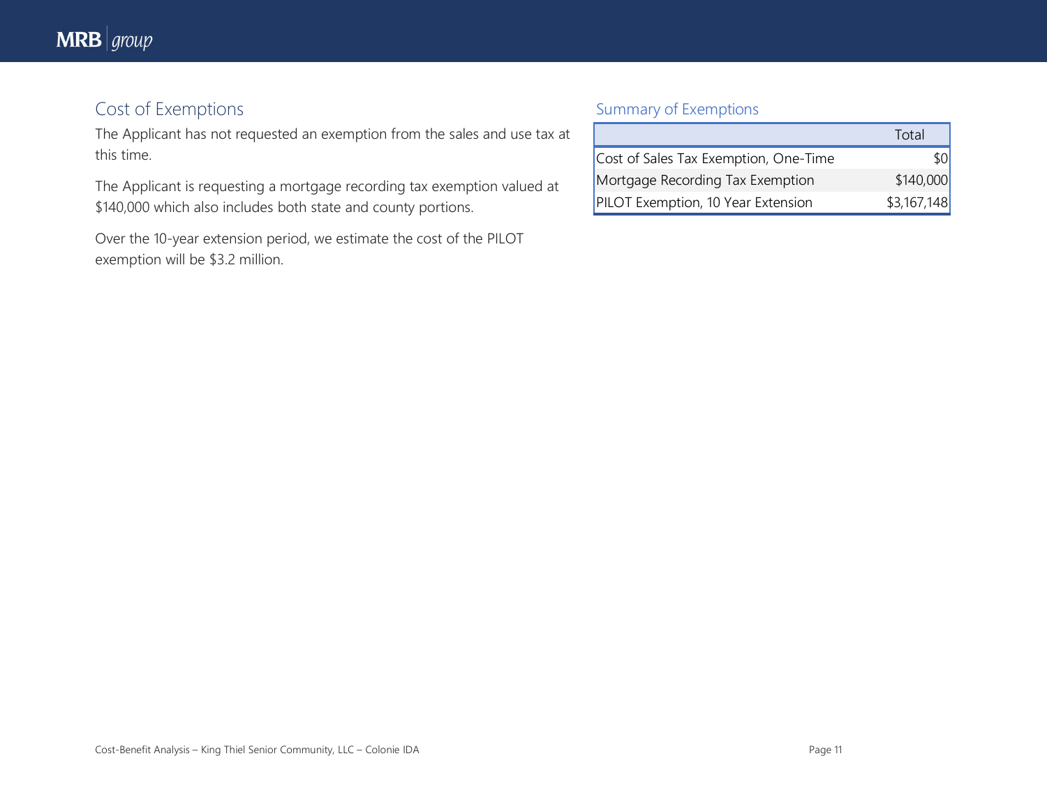## Cost of Exemptions

The Applicant has not requested an exemption from the sales and use tax at this time.

The Applicant is requesting a mortgage recording tax exemption valued at $140,000 which also includes both state and county portions.

Over the 10-year extension period, we estimate the cost of the PILOT exemption will be $3.2 million.

### Summary of Exemptions

| | Total |
|---|---:|
| Cost of Sales Tax Exemption, One-Time | $0 |
| Mortgage Recording Tax Exemption | $140,000 |
| PILOT Exemption, 10 Year Extension | $3,167,148 |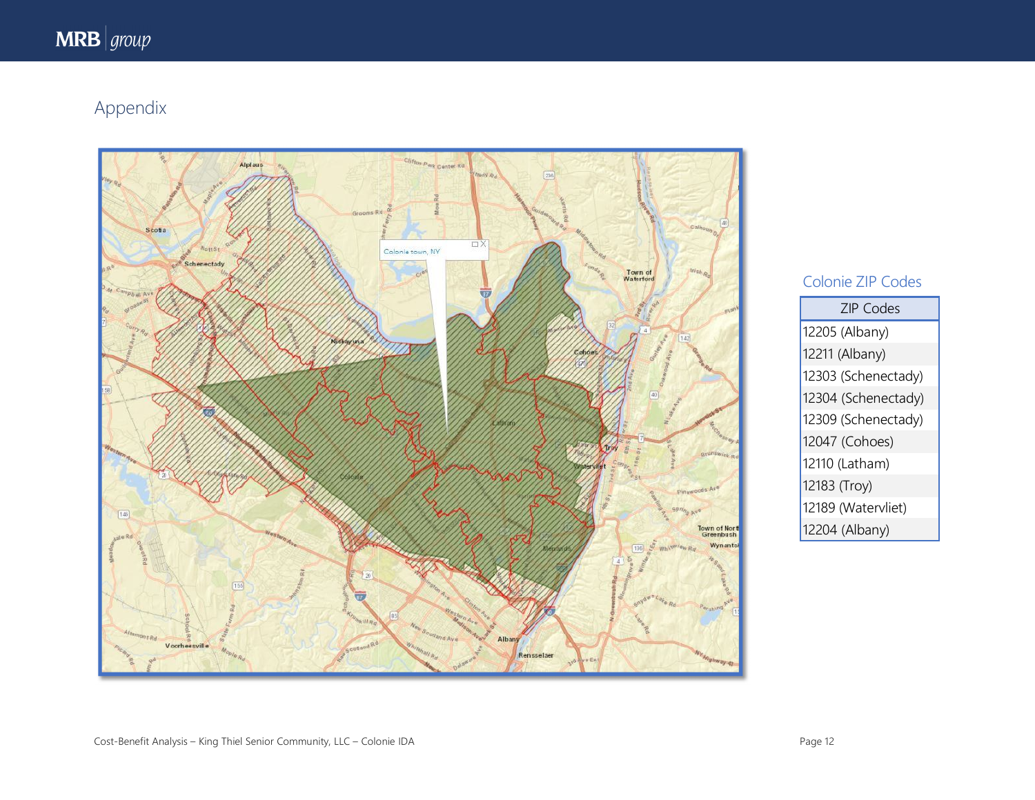# Appendix

## Colonie ZIP Codes

| ZIP Codes |
|---|
| 12205 (Albany) |
| 12211 (Albany) |
| 12303 (Schenectady) |
| 12304 (Schenectady) |
| 12309 (Schenectady) |
| 12047 (Cohoes) |
| 12110 (Latham) |
| 12183 (Troy) |
| 12189 (Watervliet) |
| 12204 (Albany) |